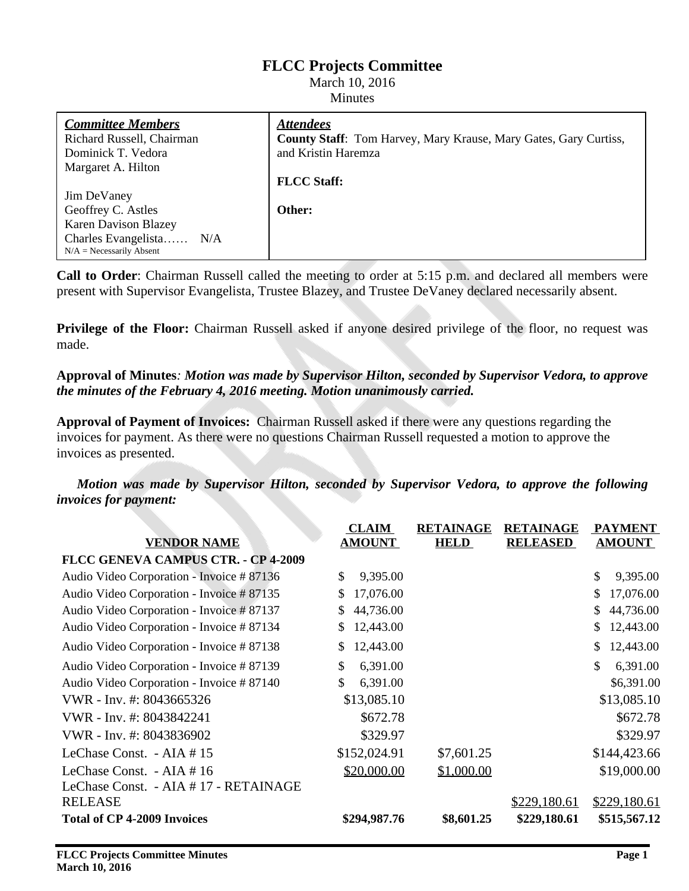# FLCC Projects Committee

March 10, 2016
Minutes

| ***Committee Members*** | ***Attendees*** |
|---|---|
| Richard Russell, Chairman<br>Dominick T. Vedora<br>Margaret A. Hilton<br><br>Jim DeVaney<br>Geoffrey C. Astles<br>Karen Davison Blazey<br>Charles Evangelista…… N/A<br>N/A = Necessarily Absent | **County Staff**: Tom Harvey, Mary Krause, Mary Gates, Gary Curtiss, and Kristin Haremza<br><br>**FLCC Staff:**<br><br>**Other:** |

**Call to Order**: Chairman Russell called the meeting to order at 5:15 p.m. and declared all members were present with Supervisor Evangelista, Trustee Blazey, and Trustee DeVaney declared necessarily absent.

**Privilege of the Floor:** Chairman Russell asked if anyone desired privilege of the floor, no request was made.

**Approval of Minutes***: Motion was made by Supervisor Hilton, seconded by Supervisor Vedora, to approve the minutes of the February 4, 2016 meeting. Motion unanimously carried.*

**Approval of Payment of Invoices:** Chairman Russell asked if there were any questions regarding the invoices for payment. As there were no questions Chairman Russell requested a motion to approve the invoices as presented.

***Motion was made by Supervisor Hilton, seconded by Supervisor Vedora, to approve the following invoices for payment:***

| VENDOR NAME | CLAIM AMOUNT | RETAINAGE HELD | RETAINAGE RELEASED | PAYMENT AMOUNT |
|---|---|---|---|---|
| **FLCC GENEVA CAMPUS CTR. - CP 4-2009** | | | | |
| Audio Video Corporation - Invoice # 87136 | $ 9,395.00 | | | $ 9,395.00 |
| Audio Video Corporation - Invoice # 87135 | $ 17,076.00 | | | $ 17,076.00 |
| Audio Video Corporation - Invoice # 87137 | $ 44,736.00 | | | $ 44,736.00 |
| Audio Video Corporation - Invoice # 87134 | $ 12,443.00 | | | $ 12,443.00 |
| Audio Video Corporation - Invoice # 87138 | $ 12,443.00 | | | $ 12,443.00 |
| Audio Video Corporation - Invoice # 87139 | $ 6,391.00 | | | $ 6,391.00 |
| Audio Video Corporation - Invoice # 87140 | $ 6,391.00 | | | $6,391.00 |
| VWR - Inv. #: 8043665326 | $13,085.10 | | | $13,085.10 |
| VWR - Inv. #: 8043842241 | $672.78 | | | $672.78 |
| VWR - Inv. #: 8043836902 | $329.97 | | | $329.97 |
| LeChase Const. - AIA # 15 | $152,024.91 | $7,601.25 | | $144,423.66 |
| LeChase Const. - AIA # 16 | $20,000.00 | $1,000.00 | | $19,000.00 |
| LeChase Const. - AIA # 17 - RETAINAGE RELEASE | | | $229,180.61 | $229,180.61 |
| **Total of CP 4-2009 Invoices** | **$294,987.76** | **$8,601.25** | **$229,180.61** | **$515,567.12** |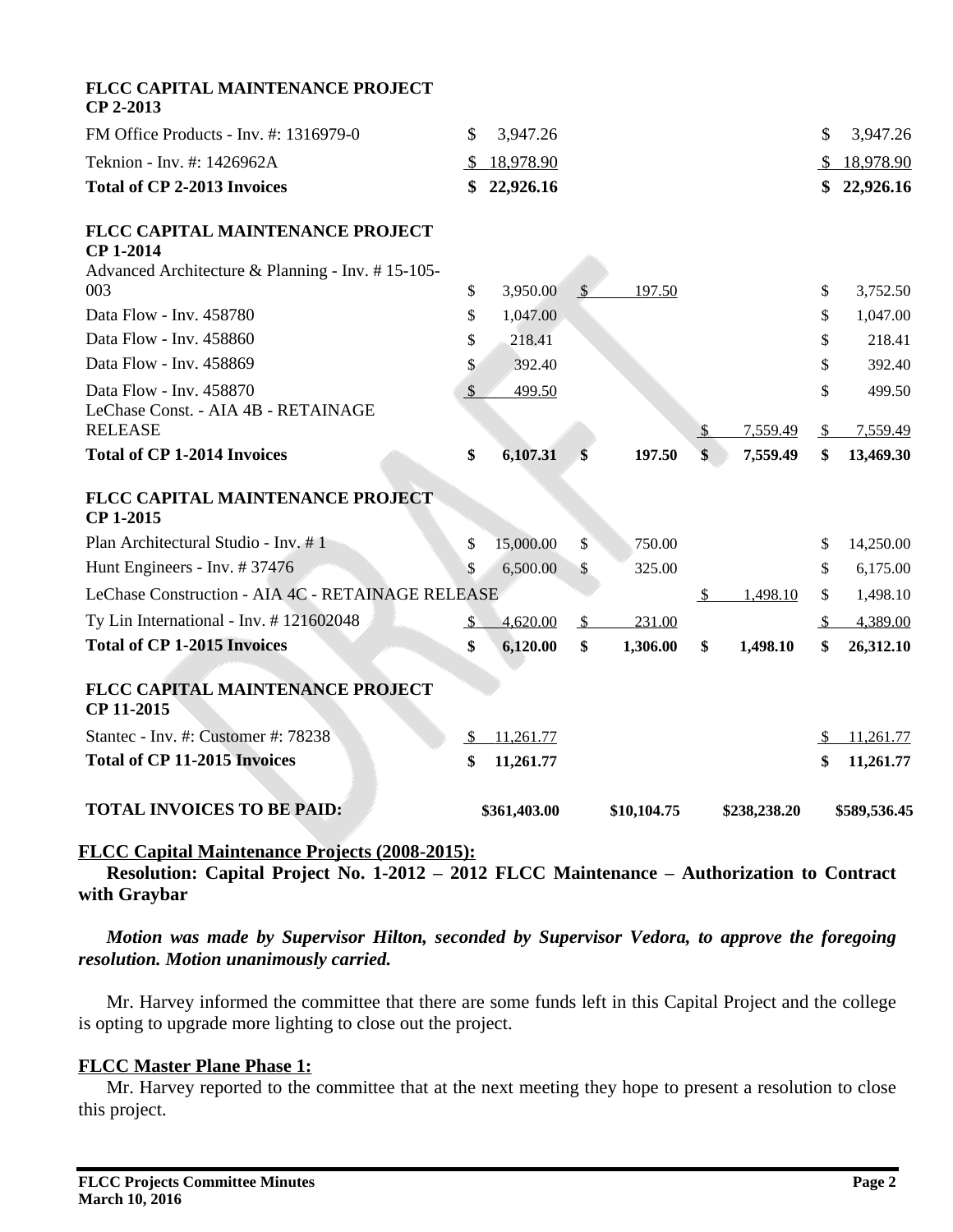| | | | | |
|---|---|---|---|---|
| **FLCC CAPITAL MAINTENANCE PROJECT CP 2-2013** | | | | |
| FM Office Products - Inv. #: 1316979-0 | $ 3,947.26 | | | $ 3,947.26 |
| Teknion - Inv. #: 1426962A | $ 18,978.90 | | | $ 18,978.90 |
| **Total of CP 2-2013 Invoices** | **$ 22,926.16** | | | **$ 22,926.16** |
| **FLCC CAPITAL MAINTENANCE PROJECT CP 1-2014** | | | | |
| Advanced Architecture & Planning - Inv. # 15-105-003 | $ 3,950.00 | $ 197.50 | | $ 3,752.50 |
| Data Flow - Inv. 458780 | $ 1,047.00 | | | $ 1,047.00 |
| Data Flow - Inv. 458860 | $ 218.41 | | | $ 218.41 |
| Data Flow - Inv. 458869 | $ 392.40 | | | $ 392.40 |
| Data Flow - Inv. 458870 | $ 499.50 | | | $ 499.50 |
| LeChase Const. - AIA 4B - RETAINAGE RELEASE | | | $ 7,559.49 | $ 7,559.49 |
| **Total of CP 1-2014 Invoices** | **$ 6,107.31** | **$ 197.50** | **$ 7,559.49** | **$ 13,469.30** |
| **FLCC CAPITAL MAINTENANCE PROJECT CP 1-2015** | | | | |
| Plan Architectural Studio - Inv. # 1 | $ 15,000.00 | $ 750.00 | | $ 14,250.00 |
| Hunt Engineers - Inv. # 37476 | $ 6,500.00 | $ 325.00 | | $ 6,175.00 |
| LeChase Construction - AIA 4C - RETAINAGE RELEASE | | | $ 1,498.10 | $ 1,498.10 |
| Ty Lin International - Inv. # 121602048 | $ 4,620.00 | $ 231.00 | | $ 4,389.00 |
| **Total of CP 1-2015 Invoices** | **$ 6,120.00** | **$ 1,306.00** | **$ 1,498.10** | **$ 26,312.10** |
| **FLCC CAPITAL MAINTENANCE PROJECT CP 11-2015** | | | | |
| Stantec - Inv. #: Customer #: 78238 | $ 11,261.77 | | | $ 11,261.77 |
| **Total of CP 11-2015 Invoices** | **$ 11,261.77** | | | **$ 11,261.77** |
| **TOTAL INVOICES TO BE PAID:** | **$361,403.00** | **$10,104.75** | **$238,238.20** | **$589,536.45** |

**FLCC Capital Maintenance Projects (2008-2015):**

**Resolution: Capital Project No. 1-2012 – 2012 FLCC Maintenance – Authorization to Contract with Graybar**

***Motion was made by Supervisor Hilton, seconded by Supervisor Vedora, to approve the foregoing resolution. Motion unanimously carried.***

Mr. Harvey informed the committee that there are some funds left in this Capital Project and the college is opting to upgrade more lighting to close out the project.

**FLCC Master Plane Phase 1:**

Mr. Harvey reported to the committee that at the next meeting they hope to present a resolution to close this project.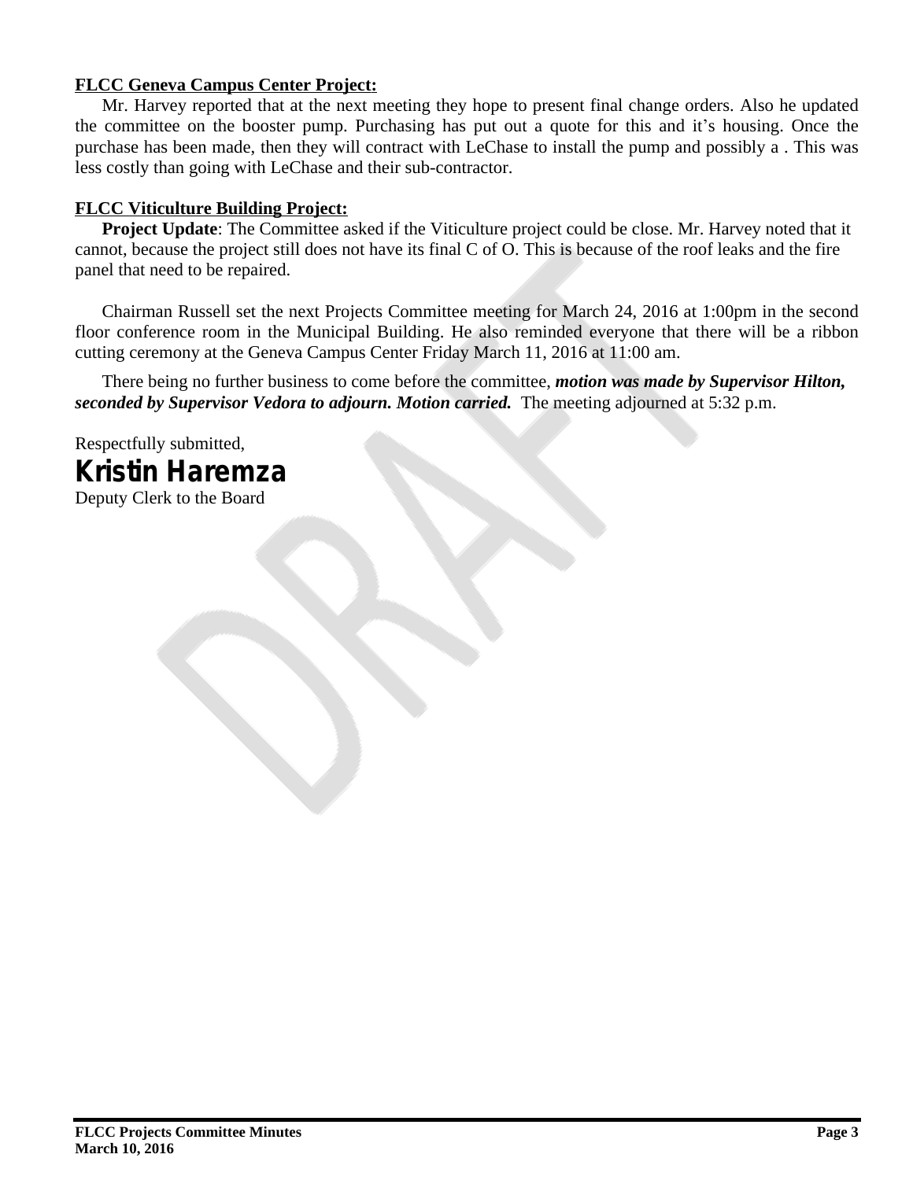**FLCC Geneva Campus Center Project:**

Mr. Harvey reported that at the next meeting they hope to present final change orders. Also he updated the committee on the booster pump. Purchasing has put out a quote for this and it's housing. Once the purchase has been made, then they will contract with LeChase to install the pump and possibly a . This was less costly than going with LeChase and their sub-contractor.

**FLCC Viticulture Building Project:**

**Project Update**: The Committee asked if the Viticulture project could be close. Mr. Harvey noted that it cannot, because the project still does not have its final C of O. This is because of the roof leaks and the fire panel that need to be repaired.

Chairman Russell set the next Projects Committee meeting for March 24, 2016 at 1:00pm in the second floor conference room in the Municipal Building. He also reminded everyone that there will be a ribbon cutting ceremony at the Geneva Campus Center Friday March 11, 2016 at 11:00 am.

There being no further business to come before the committee, ***motion was made by Supervisor Hilton, seconded by Supervisor Vedora to adjourn. Motion carried.*** The meeting adjourned at 5:32 p.m.

Respectfully submitted,

**Kristin Haremza**

Deputy Clerk to the Board